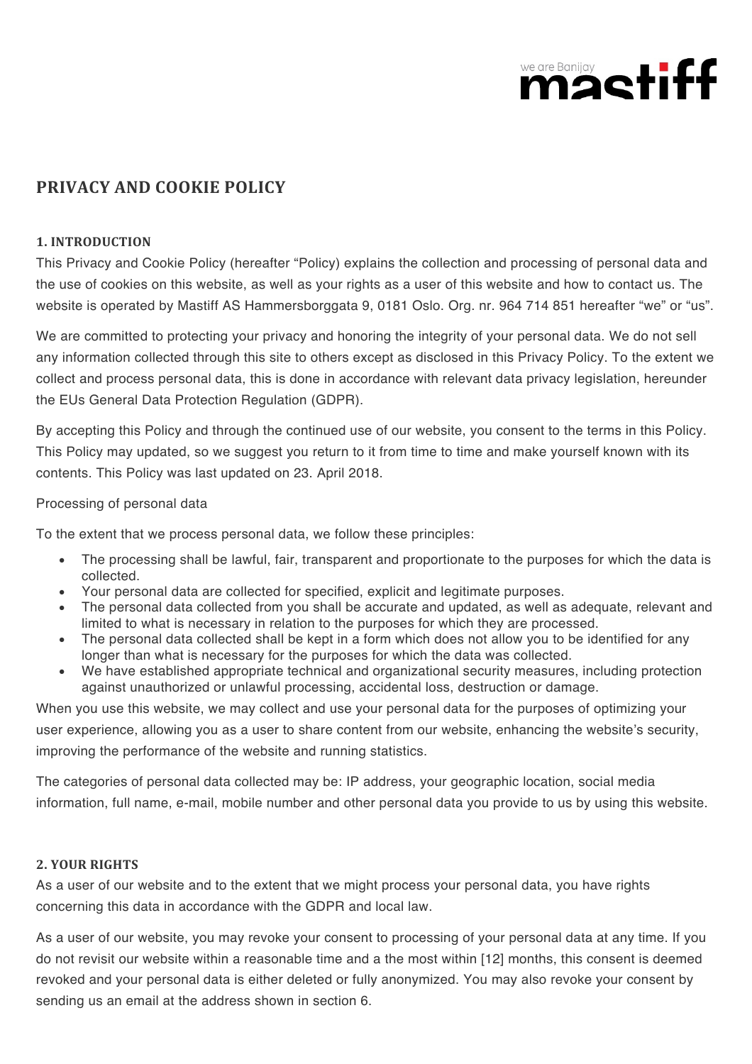# PRIVACY AND COOKIE POLICY

## 1. INTRODUCTION

This Privacy and Cookie Policy (hereafter "Policy) explains the collection and processing of personal data and the use of cookies on this website, as well as your rights as a user of this website and how to contact us. The website is operated by Mastiff AS Hammersborggata 9, 0181 Oslo. Org. nr. 964 714 851 hereafter "we" or "us".

We are committed to protecting your privacy and honoring the integrity of your personal data. We do not sell any information collected through this site to others except as disclosed in this Privacy Policy. To the extent we collect and process personal data, this is done in accordance with relevant data privacy legislation, hereunder the EUs General Data Protection Regulation (GDPR).

By accepting this Policy and through the continued use of our website, you consent to the terms in this Policy. This Policy may updated, so we suggest you return to it from time to time and make yourself known with its contents. This Policy was last updated on 23. April 2018.

Processing of personal data

To the extent that we process personal data, we follow these principles:

- The processing shall be lawful, fair, transparent and proportionate to the purposes for which the data is collected.
- Your personal data are collected for specified, explicit and legitimate purposes.
- The personal data collected from you shall be accurate and updated, as well as adequate, relevant and limited to what is necessary in relation to the purposes for which they are processed.
- The personal data collected shall be kept in a form which does not allow you to be identified for any longer than what is necessary for the purposes for which the data was collected.
- We have established appropriate technical and organizational security measures, including protection against unauthorized or unlawful processing, accidental loss, destruction or damage.

When you use this website, we may collect and use your personal data for the purposes of optimizing your user experience, allowing you as a user to share content from our website, enhancing the website's security, improving the performance of the website and running statistics.

The categories of personal data collected may be: IP address, your geographic location, social media information, full name, e-mail, mobile number and other personal data you provide to us by using this website.

## 2. YOUR RIGHTS

As a user of our website and to the extent that we might process your personal data, you have rights concerning this data in accordance with the GDPR and local law.

As a user of our website, you may revoke your consent to processing of your personal data at any time. If you do not revisit our website within a reasonable time and a the most within [12] months, this consent is deemed revoked and your personal data is either deleted or fully anonymized. You may also revoke your consent by sending us an email at the address shown in section 6.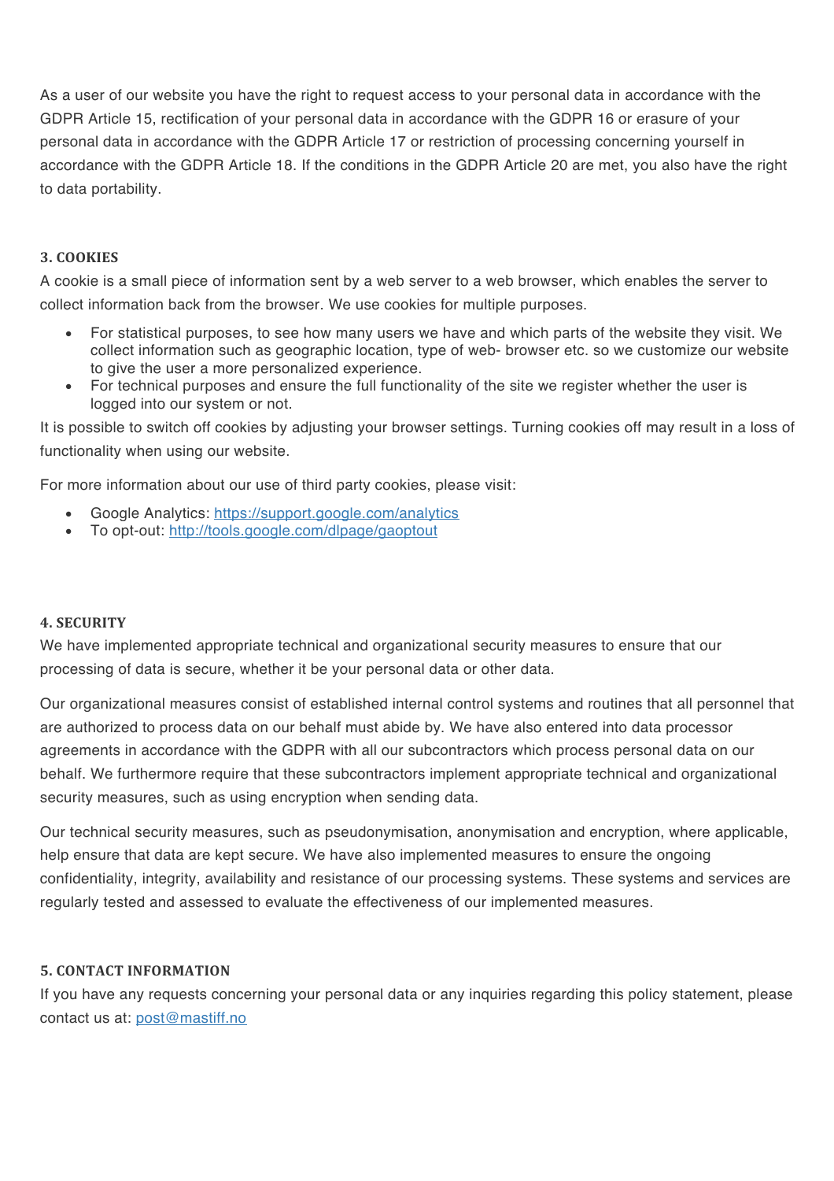As a user of our website you have the right to request access to your personal data in accordance with the GDPR Article 15, rectification of your personal data in accordance with the GDPR 16 or erasure of your personal data in accordance with the GDPR Article 17 or restriction of processing concerning yourself in accordance with the GDPR Article 18. If the conditions in the GDPR Article 20 are met, you also have the right to data portability.

### 3. COOKIES

A cookie is a small piece of information sent by a web server to a web browser, which enables the server to collect information back from the browser. We use cookies for multiple purposes.

- For statistical purposes, to see how many users we have and which parts of the website they visit. We collect information such as geographic location, type of web- browser etc. so we customize our website to give the user a more personalized experience.
- For technical purposes and ensure the full functionality of the site we register whether the user is logged into our system or not.

It is possible to switch off cookies by adjusting your browser settings. Turning cookies off may result in a loss of functionality when using our website.

For more information about our use of third party cookies, please visit:

- Google Analytics: https://support.google.com/analytics
- To opt-out: http://tools.google.com/dlpage/gaoptout

### 4. SECURITY

We have implemented appropriate technical and organizational security measures to ensure that our processing of data is secure, whether it be your personal data or other data.

Our organizational measures consist of established internal control systems and routines that all personnel that are authorized to process data on our behalf must abide by. We have also entered into data processor agreements in accordance with the GDPR with all our subcontractors which process personal data on our behalf. We furthermore require that these subcontractors implement appropriate technical and organizational security measures, such as using encryption when sending data.

Our technical security measures, such as pseudonymisation, anonymisation and encryption, where applicable, help ensure that data are kept secure. We have also implemented measures to ensure the ongoing confidentiality, integrity, availability and resistance of our processing systems. These systems and services are regularly tested and assessed to evaluate the effectiveness of our implemented measures.

### 5. CONTACT INFORMATION

If you have any requests concerning your personal data or any inquiries regarding this policy statement, please contact us at: post@mastiff.no